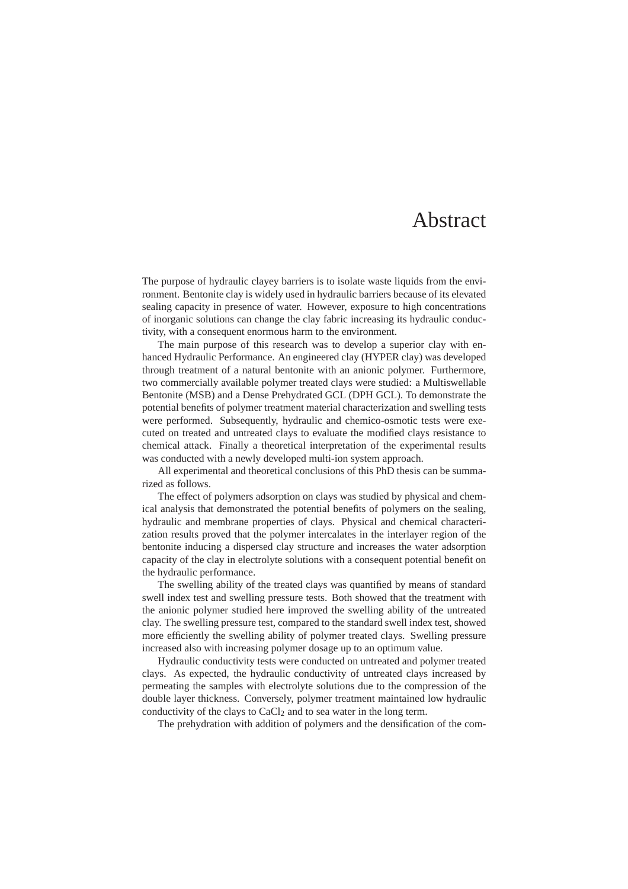# Abstract

The purpose of hydraulic clayey barriers is to isolate waste liquids from the environment. Bentonite clay is widely used in hydraulic barriers because of its elevated sealing capacity in presence of water. However, exposure to high concentrations of inorganic solutions can change the clay fabric increasing its hydraulic conductivity, with a consequent enormous harm to the environment.

The main purpose of this research was to develop a superior clay with enhanced Hydraulic Performance. An engineered clay (HYPER clay) was developed through treatment of a natural bentonite with an anionic polymer. Furthermore, two commercially available polymer treated clays were studied: a Multiswellable Bentonite (MSB) and a Dense Prehydrated GCL (DPH GCL). To demonstrate the potential benefits of polymer treatment material characterization and swelling tests were performed. Subsequently, hydraulic and chemico-osmotic tests were executed on treated and untreated clays to evaluate the modified clays resistance to chemical attack. Finally a theoretical interpretation of the experimental results was conducted with a newly developed multi-ion system approach.

All experimental and theoretical conclusions of this PhD thesis can be summarized as follows.

The effect of polymers adsorption on clays was studied by physical and chemical analysis that demonstrated the potential benefits of polymers on the sealing, hydraulic and membrane properties of clays. Physical and chemical characterization results proved that the polymer intercalates in the interlayer region of the bentonite inducing a dispersed clay structure and increases the water adsorption capacity of the clay in electrolyte solutions with a consequent potential benefit on the hydraulic performance.

The swelling ability of the treated clays was quantified by means of standard swell index test and swelling pressure tests. Both showed that the treatment with the anionic polymer studied here improved the swelling ability of the untreated clay. The swelling pressure test, compared to the standard swell index test, showed more efficiently the swelling ability of polymer treated clays. Swelling pressure increased also with increasing polymer dosage up to an optimum value.

Hydraulic conductivity tests were conducted on untreated and polymer treated clays. As expected, the hydraulic conductivity of untreated clays increased by permeating the samples with electrolyte solutions due to the compression of the double layer thickness. Conversely, polymer treatment maintained low hydraulic conductivity of the clays to $CaCl_2$ and to sea water in the long term.

The prehydration with addition of polymers and the densification of the com-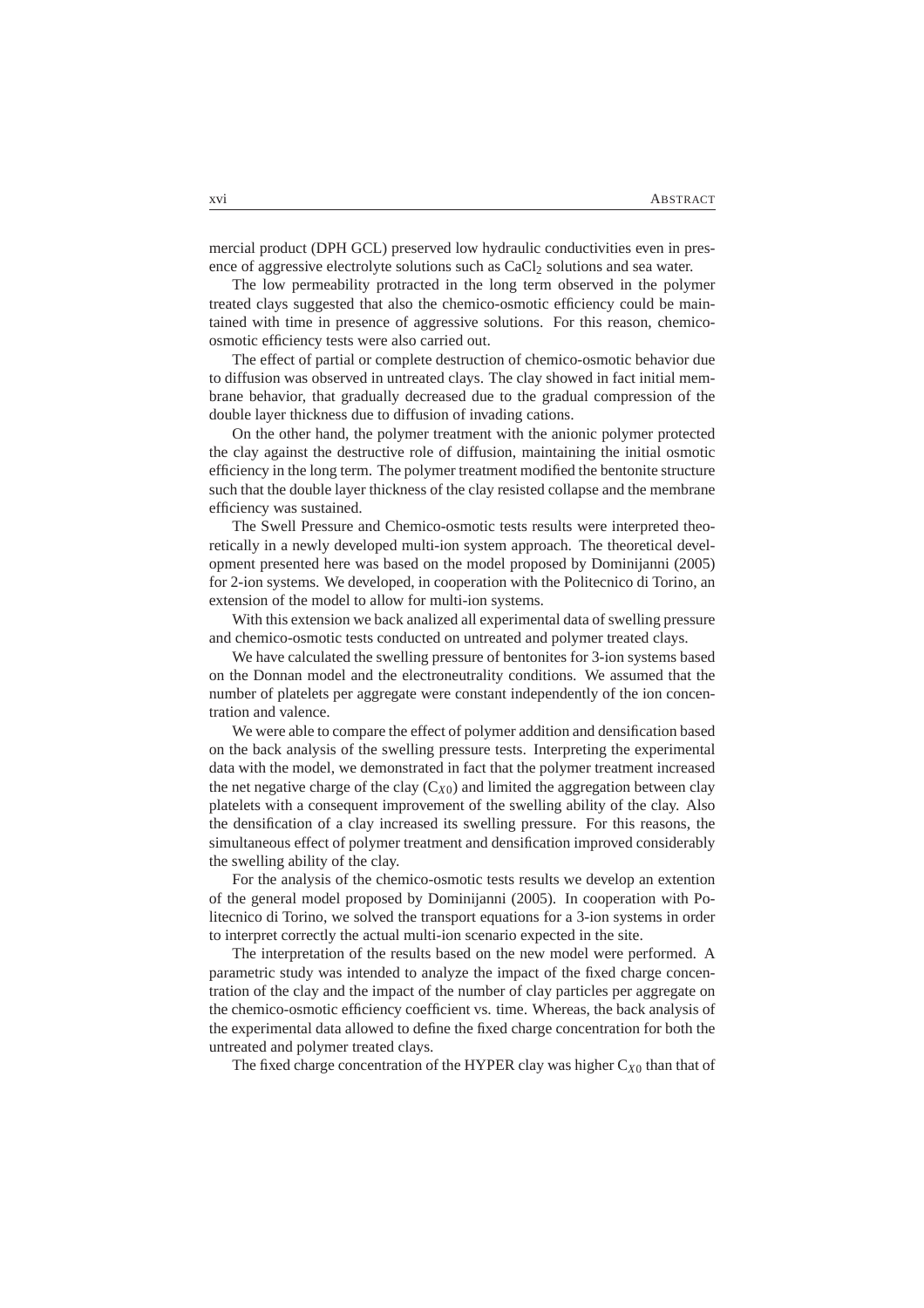mercial product (DPH GCL) preserved low hydraulic conductivities even in presence of aggressive electrolyte solutions such as $CaCl_2$ solutions and sea water.

The low permeability protracted in the long term observed in the polymer treated clays suggested that also the chemico-osmotic efficiency could be maintained with time in presence of aggressive solutions. For this reason, chemico-osmotic efficiency tests were also carried out.

The effect of partial or complete destruction of chemico-osmotic behavior due to diffusion was observed in untreated clays. The clay showed in fact initial membrane behavior, that gradually decreased due to the gradual compression of the double layer thickness due to diffusion of invading cations.

On the other hand, the polymer treatment with the anionic polymer protected the clay against the destructive role of diffusion, maintaining the initial osmotic efficiency in the long term. The polymer treatment modified the bentonite structure such that the double layer thickness of the clay resisted collapse and the membrane efficiency was sustained.

The Swell Pressure and Chemico-osmotic tests results were interpreted theoretically in a newly developed multi-ion system approach. The theoretical development presented here was based on the model proposed by Dominijanni (2005) for 2-ion systems. We developed, in cooperation with the Politecnico di Torino, an extension of the model to allow for multi-ion systems.

With this extension we back analized all experimental data of swelling pressure and chemico-osmotic tests conducted on untreated and polymer treated clays.

We have calculated the swelling pressure of bentonites for 3-ion systems based on the Donnan model and the electroneutrality conditions. We assumed that the number of platelets per aggregate were constant independently of the ion concentration and valence.

We were able to compare the effect of polymer addition and densification based on the back analysis of the swelling pressure tests. Interpreting the experimental data with the model, we demonstrated in fact that the polymer treatment increased the net negative charge of the clay ($C_{X0}$) and limited the aggregation between clay platelets with a consequent improvement of the swelling ability of the clay. Also the densification of a clay increased its swelling pressure. For this reasons, the simultaneous effect of polymer treatment and densification improved considerably the swelling ability of the clay.

For the analysis of the chemico-osmotic tests results we develop an extention of the general model proposed by Dominijanni (2005). In cooperation with Politecnico di Torino, we solved the transport equations for a 3-ion systems in order to interpret correctly the actual multi-ion scenario expected in the site.

The interpretation of the results based on the new model were performed. A parametric study was intended to analyze the impact of the fixed charge concentration of the clay and the impact of the number of clay particles per aggregate on the chemico-osmotic efficiency coefficient vs. time. Whereas, the back analysis of the experimental data allowed to define the fixed charge concentration for both the untreated and polymer treated clays.

The fixed charge concentration of the HYPER clay was higher $C_{X0}$ than that of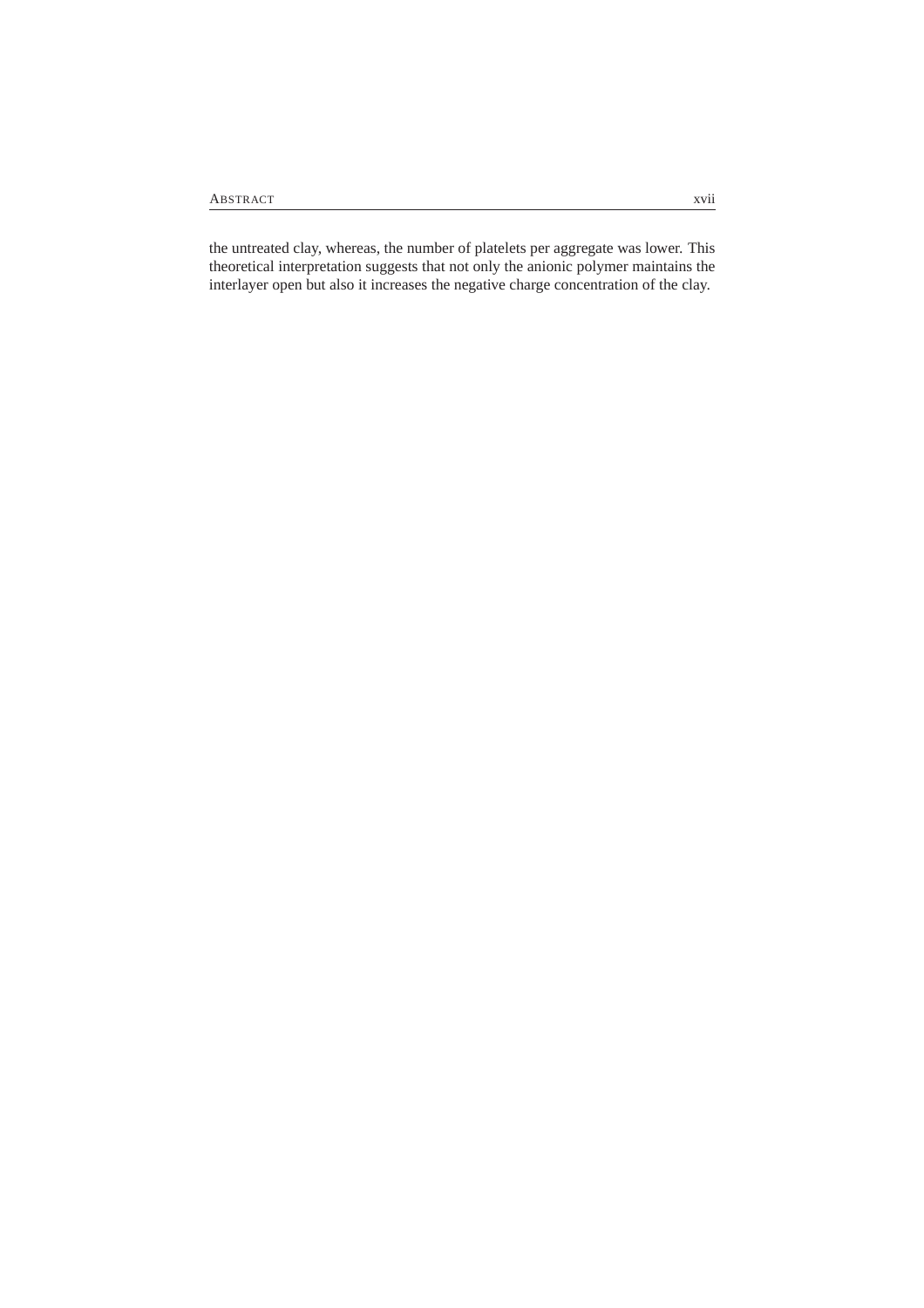the untreated clay, whereas, the number of platelets per aggregate was lower. This theoretical interpretation suggests that not only the anionic polymer maintains the interlayer open but also it increases the negative charge concentration of the clay.